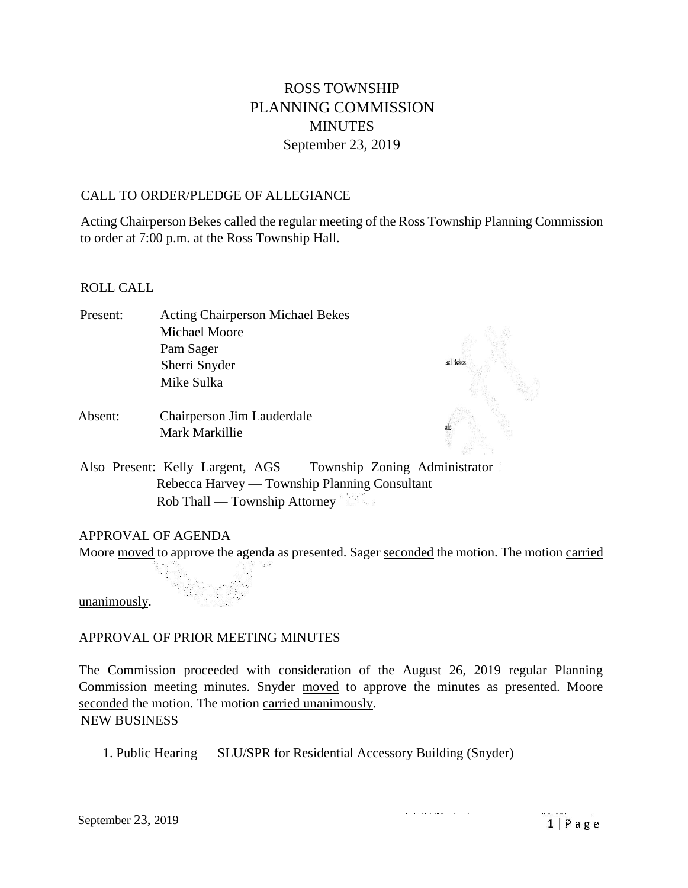# ROSS TOWNSHIP
# PLANNING COMMISSION
## MINUTES
## September 23, 2019

CALL TO ORDER/PLEDGE OF ALLEGIANCE

Acting Chairperson Bekes called the regular meeting of the Ross Township Planning Commission to order at 7:00 p.m. at the Ross Township Hall.

ROLL CALL

Present: Acting Chairperson Michael Bekes
Michael Moore
Pam Sager
Sherri Snyder
Mike Sulka

Absent: Chairperson Jim Lauderdale
Mark Markillie

Also Present: Kelly Largent, AGS — Township Zoning Administrator
Rebecca Harvey — Township Planning Consultant
Rob Thall — Township Attorney

APPROVAL OF AGENDA

Moore moved to approve the agenda as presented. Sager seconded the motion. The motion carried unanimously.

APPROVAL OF PRIOR MEETING MINUTES

The Commission proceeded with consideration of the August 26, 2019 regular Planning Commission meeting minutes. Snyder moved to approve the minutes as presented. Moore seconded the motion. The motion carried unanimously.

NEW BUSINESS

1. Public Hearing — SLU/SPR for Residential Accessory Building (Snyder)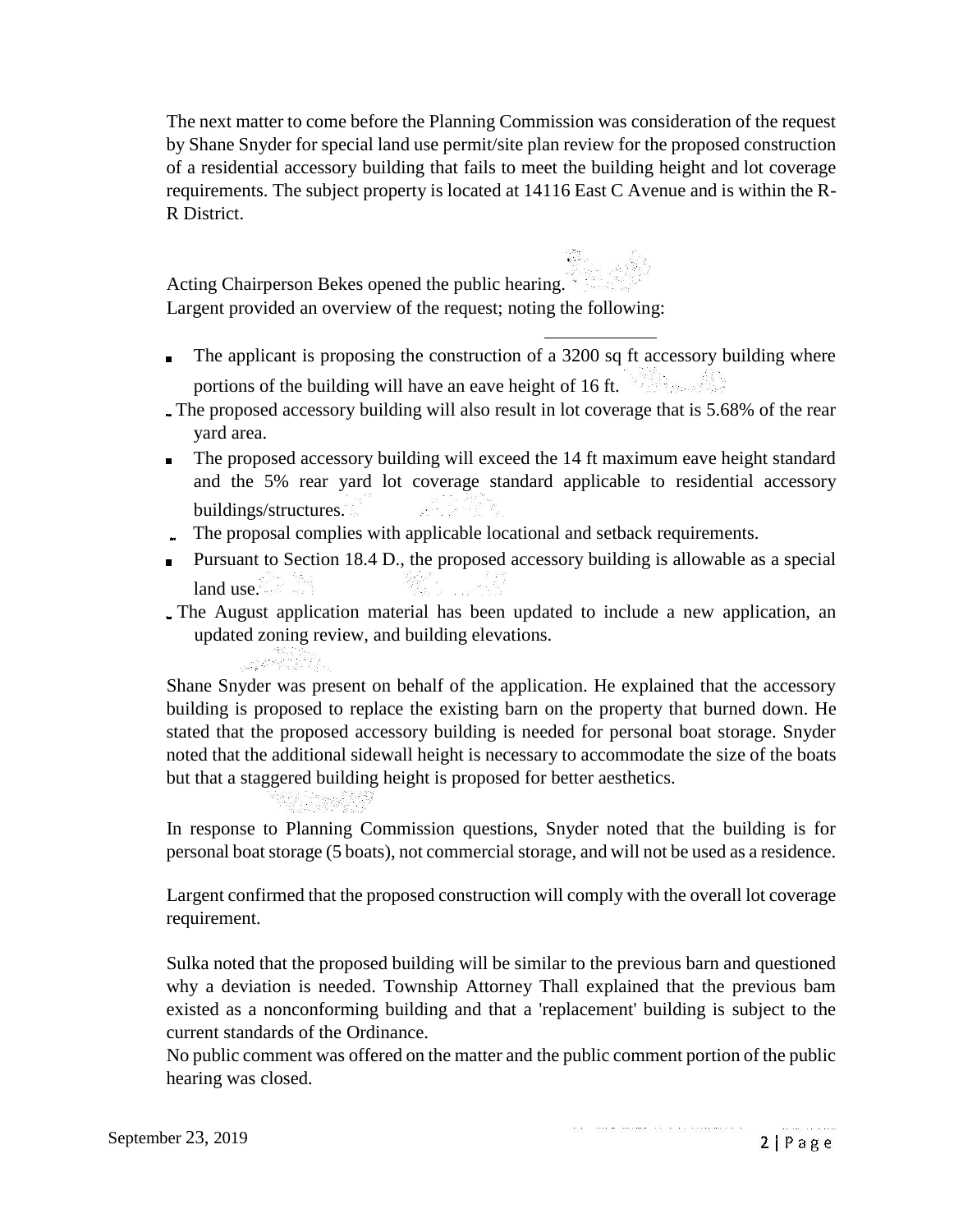The next matter to come before the Planning Commission was consideration of the request by Shane Snyder for special land use permit/site plan review for the proposed construction of a residential accessory building that fails to meet the building height and lot coverage requirements. The subject property is located at 14116 East C Avenue and is within the R-R District.

Acting Chairperson Bekes opened the public hearing.
Largent provided an overview of the request; noting the following:

- The applicant is proposing the construction of a 3200 sq ft accessory building where portions of the building will have an eave height of 16 ft.
- The proposed accessory building will also result in lot coverage that is 5.68% of the rear yard area.
- The proposed accessory building will exceed the 14 ft maximum eave height standard and the 5% rear yard lot coverage standard applicable to residential accessory buildings/structures.
- The proposal complies with applicable locational and setback requirements.
- Pursuant to Section 18.4 D., the proposed accessory building is allowable as a special land use.
- The August application material has been updated to include a new application, an updated zoning review, and building elevations.

Shane Snyder was present on behalf of the application. He explained that the accessory building is proposed to replace the existing barn on the property that burned down. He stated that the proposed accessory building is needed for personal boat storage. Snyder noted that the additional sidewall height is necessary to accommodate the size of the boats but that a staggered building height is proposed for better aesthetics.

In response to Planning Commission questions, Snyder noted that the building is for personal boat storage (5 boats), not commercial storage, and will not be used as a residence.

Largent confirmed that the proposed construction will comply with the overall lot coverage requirement.

Sulka noted that the proposed building will be similar to the previous barn and questioned why a deviation is needed. Township Attorney Thall explained that the previous bam existed as a nonconforming building and that a 'replacement' building is subject to the current standards of the Ordinance.
No public comment was offered on the matter and the public comment portion of the public hearing was closed.

September 23, 2019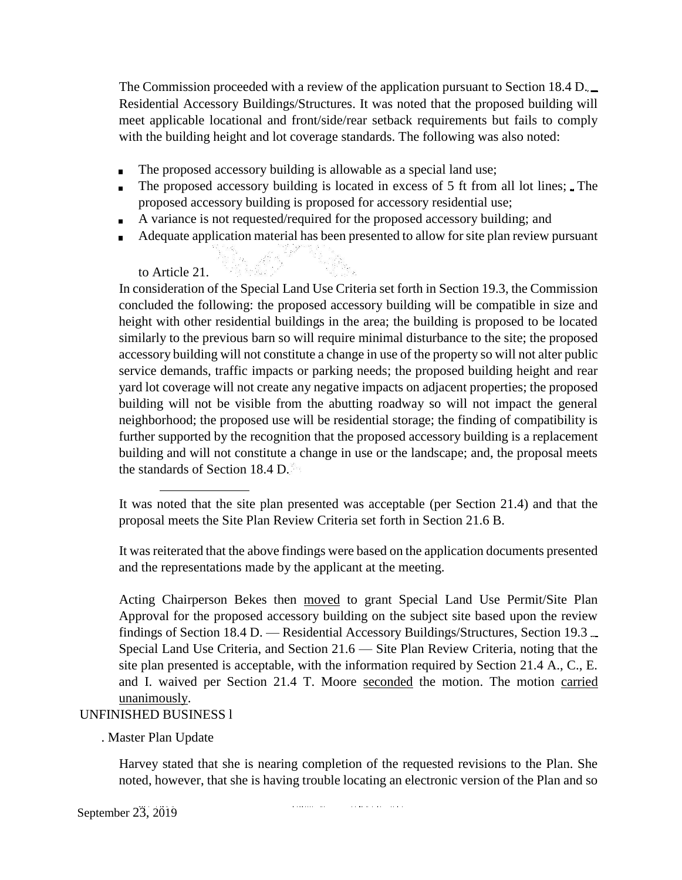The Commission proceeded with a review of the application pursuant to Section 18.4 D. – Residential Accessory Buildings/Structures. It was noted that the proposed building will meet applicable locational and front/side/rear setback requirements but fails to comply with the building height and lot coverage standards. The following was also noted:

- The proposed accessory building is allowable as a special land use;
- The proposed accessory building is located in excess of 5 ft from all lot lines;
- The proposed accessory building is proposed for accessory residential use;
- A variance is not requested/required for the proposed accessory building; and
- Adequate application material has been presented to allow for site plan review pursuant to Article 21.

In consideration of the Special Land Use Criteria set forth in Section 19.3, the Commission concluded the following: the proposed accessory building will be compatible in size and height with other residential buildings in the area; the building is proposed to be located similarly to the previous barn so will require minimal disturbance to the site; the proposed accessory building will not constitute a change in use of the property so will not alter public service demands, traffic impacts or parking needs; the proposed building height and rear yard lot coverage will not create any negative impacts on adjacent properties; the proposed building will not be visible from the abutting roadway so will not impact the general neighborhood; the proposed use will be residential storage; the finding of compatibility is further supported by the recognition that the proposed accessory building is a replacement building and will not constitute a change in use or the landscape; and, the proposal meets the standards of Section 18.4 D.

It was noted that the site plan presented was acceptable (per Section 21.4) and that the proposal meets the Site Plan Review Criteria set forth in Section 21.6 B.

It was reiterated that the above findings were based on the application documents presented and the representations made by the applicant at the meeting.

Acting Chairperson Bekes then moved to grant Special Land Use Permit/Site Plan Approval for the proposed accessory building on the subject site based upon the review findings of Section 18.4 D. — Residential Accessory Buildings/Structures, Section 19.3 – Special Land Use Criteria, and Section 21.6 — Site Plan Review Criteria, noting that the site plan presented is acceptable, with the information required by Section 21.4 A., C., E. and I. waived per Section 21.4 T. Moore seconded the motion. The motion carried unanimously.

UNFINISHED BUSINESS

1. Master Plan Update

Harvey stated that she is nearing completion of the requested revisions to the Plan. She noted, however, that she is having trouble locating an electronic version of the Plan and so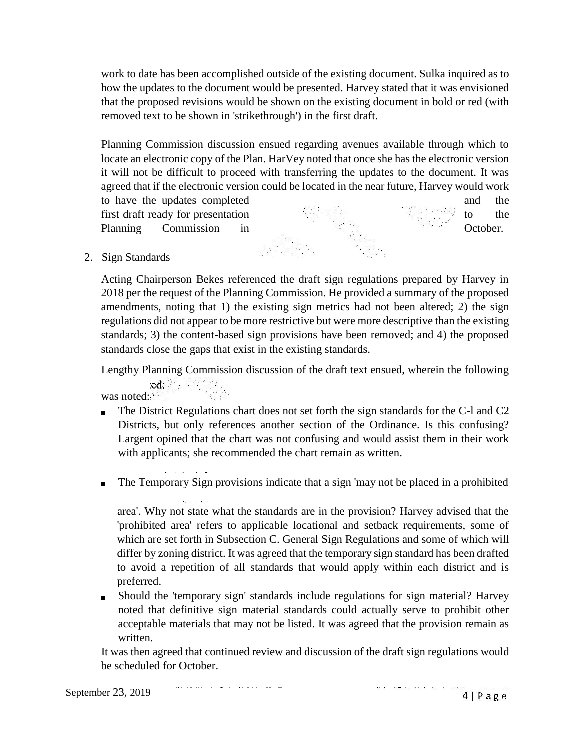work to date has been accomplished outside of the existing document. Sulka inquired as to how the updates to the document would be presented. Harvey stated that it was envisioned that the proposed revisions would be shown on the existing document in bold or red (with removed text to be shown in 'strikethrough') in the first draft.

Planning Commission discussion ensued regarding avenues available through which to locate an electronic copy of the Plan. HarVey noted that once she has the electronic version it will not be difficult to proceed with transferring the updates to the document. It was agreed that if the electronic version could be located in the near future, Harvey would work to have the updates completed and the first draft ready for presentation to the Planning Commission in October.

2. Sign Standards

   Acting Chairperson Bekes referenced the draft sign regulations prepared by Harvey in 2018 per the request of the Planning Commission. He provided a summary of the proposed amendments, noting that 1) the existing sign metrics had not been altered; 2) the sign regulations did not appear to be more restrictive but were more descriptive than the existing standards; 3) the content-based sign provisions have been removed; and 4) the proposed standards close the gaps that exist in the existing standards.

   Lengthy Planning Commission discussion of the draft text ensued, wherein the following was noted:

   - The District Regulations chart does not set forth the sign standards for the C-l and C2 Districts, but only references another section of the Ordinance. Is this confusing? Largent opined that the chart was not confusing and would assist them in their work with applicants; she recommended the chart remain as written.
   - The Temporary Sign provisions indicate that a sign 'may not be placed in a prohibited area'. Why not state what the standards are in the provision? Harvey advised that the 'prohibited area' refers to applicable locational and setback requirements, some of which are set forth in Subsection C. General Sign Regulations and some of which will differ by zoning district. It was agreed that the temporary sign standard has been drafted to avoid a repetition of all standards that would apply within each district and is preferred.
   - Should the 'temporary sign' standards include regulations for sign material? Harvey noted that definitive sign material standards could actually serve to prohibit other acceptable materials that may not be listed. It was agreed that the provision remain as written.

   It was then agreed that continued review and discussion of the draft sign regulations would be scheduled for October.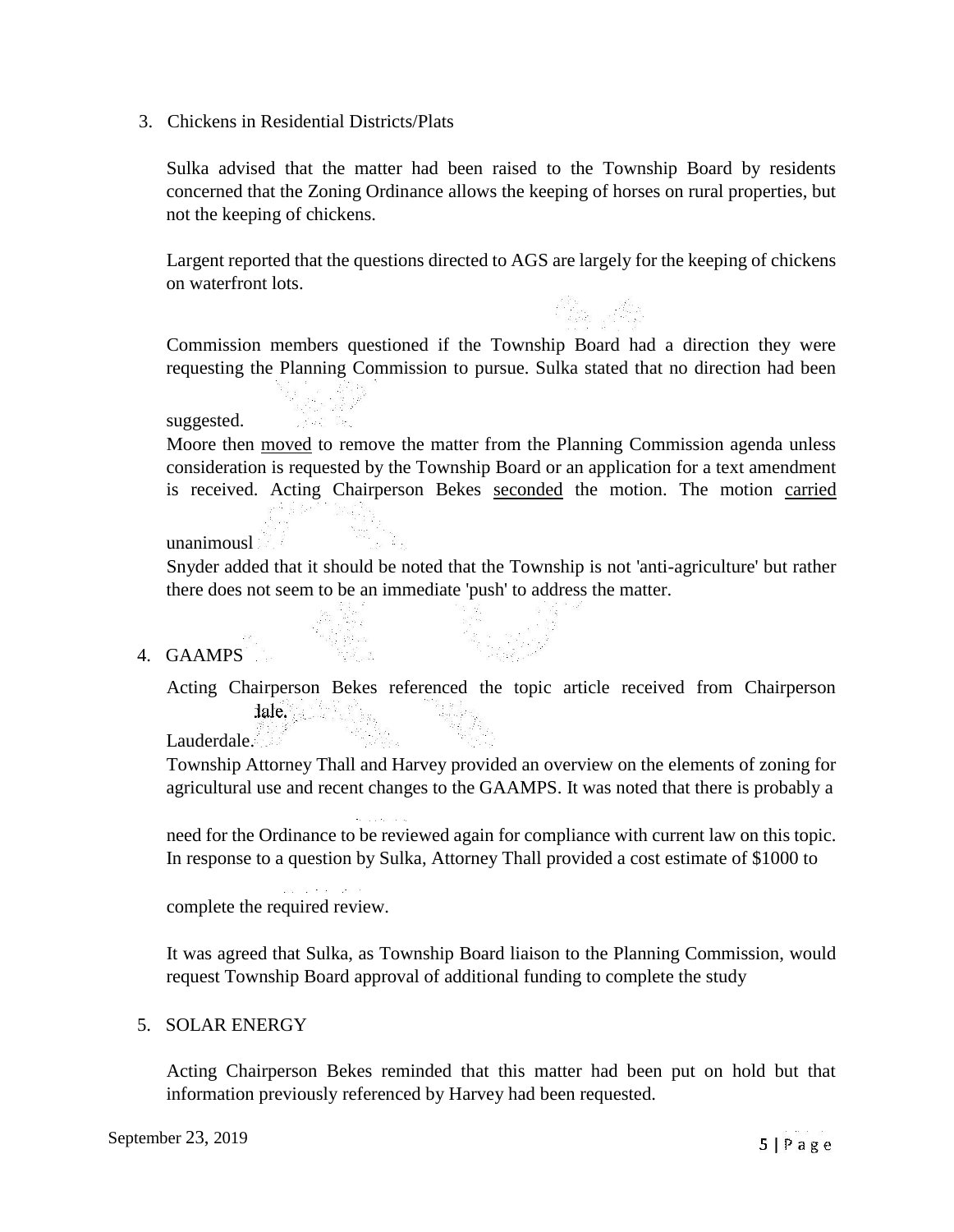3. Chickens in Residential Districts/Plats

   Sulka advised that the matter had been raised to the Township Board by residents concerned that the Zoning Ordinance allows the keeping of horses on rural properties, but not the keeping of chickens.

   Largent reported that the questions directed to AGS are largely for the keeping of chickens on waterfront lots.

   Commission members questioned if the Township Board had a direction they were requesting the Planning Commission to pursue. Sulka stated that no direction had been suggested.

   Moore then <u>moved</u> to remove the matter from the Planning Commission agenda unless consideration is requested by the Township Board or an application for a text amendment is received. Acting Chairperson Bekes <u>seconded</u> the motion. The motion <u>carried</u> unanimousl

   Snyder added that it should be noted that the Township is not 'anti-agriculture' but rather there does not seem to be an immediate 'push' to address the matter.

4. GAAMPS

   Acting Chairperson Bekes referenced the topic article received from Chairperson Lauderdale.

   Township Attorney Thall and Harvey provided an overview on the elements of zoning for agricultural use and recent changes to the GAAMPS. It was noted that there is probably a need for the Ordinance to be reviewed again for compliance with current law on this topic. In response to a question by Sulka, Attorney Thall provided a cost estimate of $1000 to complete the required review.

   It was agreed that Sulka, as Township Board liaison to the Planning Commission, would request Township Board approval of additional funding to complete the study

5. SOLAR ENERGY

   Acting Chairperson Bekes reminded that this matter had been put on hold but that information previously referenced by Harvey had been requested.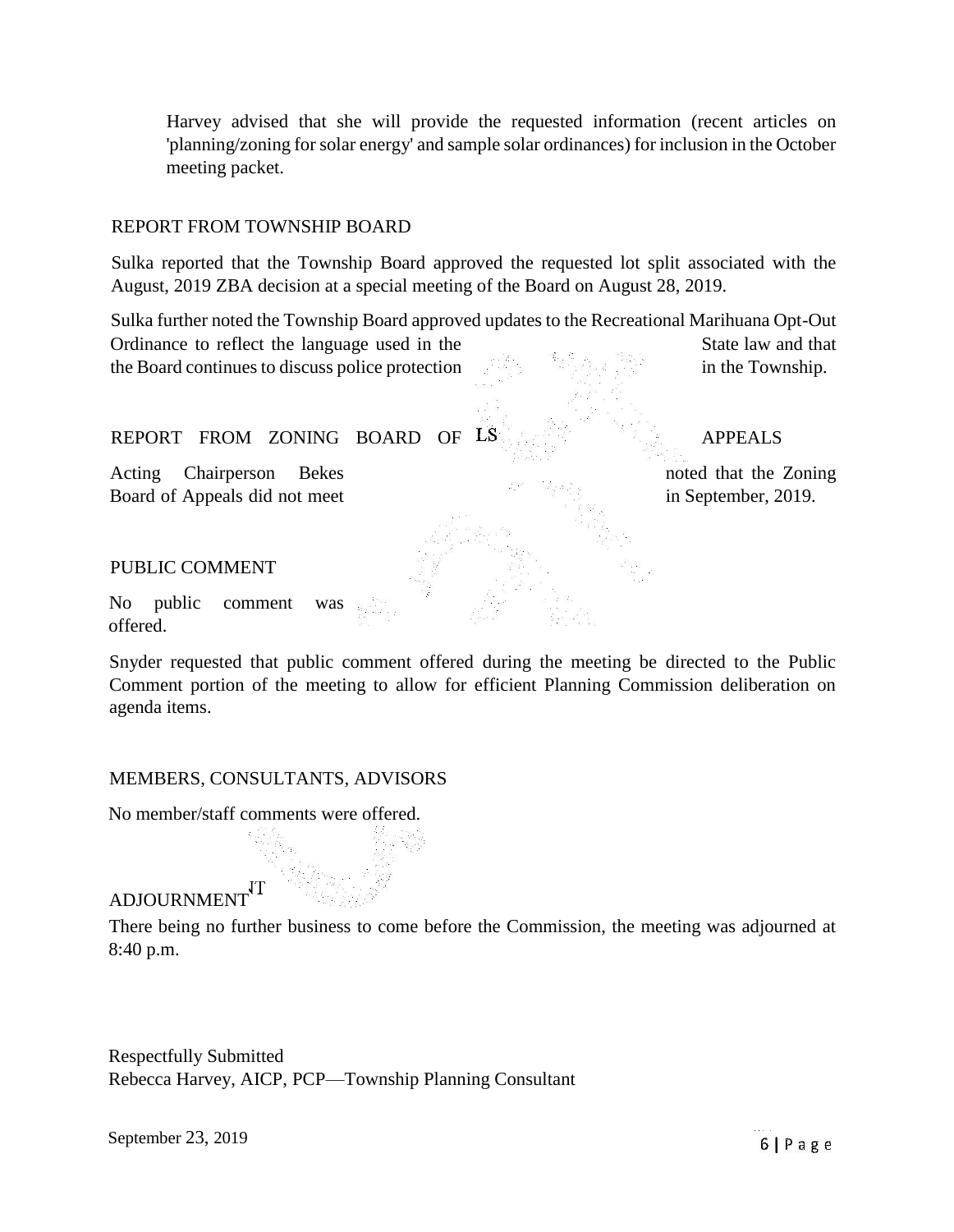Harvey advised that she will provide the requested information (recent articles on 'planning/zoning for solar energy' and sample solar ordinances) for inclusion in the October meeting packet.

## REPORT FROM TOWNSHIP BOARD

Sulka reported that the Township Board approved the requested lot split associated with the August, 2019 ZBA decision at a special meeting of the Board on August 28, 2019.

Sulka further noted the Township Board approved updates to the Recreational Marihuana Opt-Out Ordinance to reflect the language used in the State law and that the Board continues to discuss police protection in the Township.

## REPORT FROM ZONING BOARD OF APPEALS

Acting Chairperson Bekes noted that the Zoning Board of Appeals did not meet in September, 2019.

## PUBLIC COMMENT

No public comment was offered.

Snyder requested that public comment offered during the meeting be directed to the Public Comment portion of the meeting to allow for efficient Planning Commission deliberation on agenda items.

## MEMBERS, CONSULTANTS, ADVISORS

No member/staff comments were offered.

## ADJOURNMENT

There being no further business to come before the Commission, the meeting was adjourned at 8:40 p.m.

Respectfully Submitted
Rebecca Harvey, AICP, PCP—Township Planning Consultant

September 23, 2019